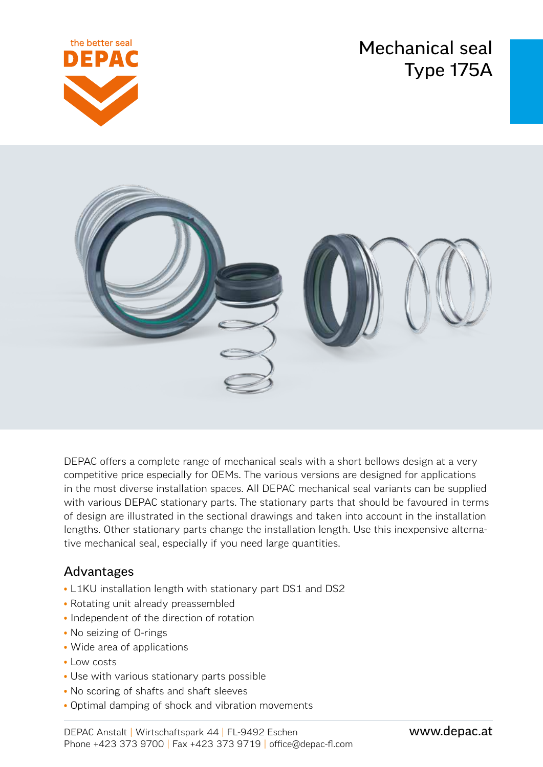# Mechanical seal Type 175A

DEPAC offers a complete range of mechanical seals with a short bellows design at a very competitive price especially for OEMs. The various versions are designed for applications in the most diverse installation spaces. All DEPAC mechanical seal variants can be supplied with various DEPAC stationary parts. The stationary parts that should be favoured in terms of design are illustrated in the sectional drawings and taken into account in the installation lengths. Other stationary parts change the installation length. Use this inexpensive alternative mechanical seal, especially if you need large quantities.

## Advantages

- L1KU installation length with stationary part DS1 and DS2
- Rotating unit already preassembled
- Independent of the direction of rotation
- No seizing of O-rings
- Wide area of applications
- Low costs
- Use with various stationary parts possible
- No scoring of shafts and shaft sleeves
- Optimal damping of shock and vibration movements

DEPAC Anstalt | Wirtschaftspark 44 | FL-9492 Eschen
Phone +423 373 9700 | Fax +423 373 9719 | office@depac-fl.com

www.depac.at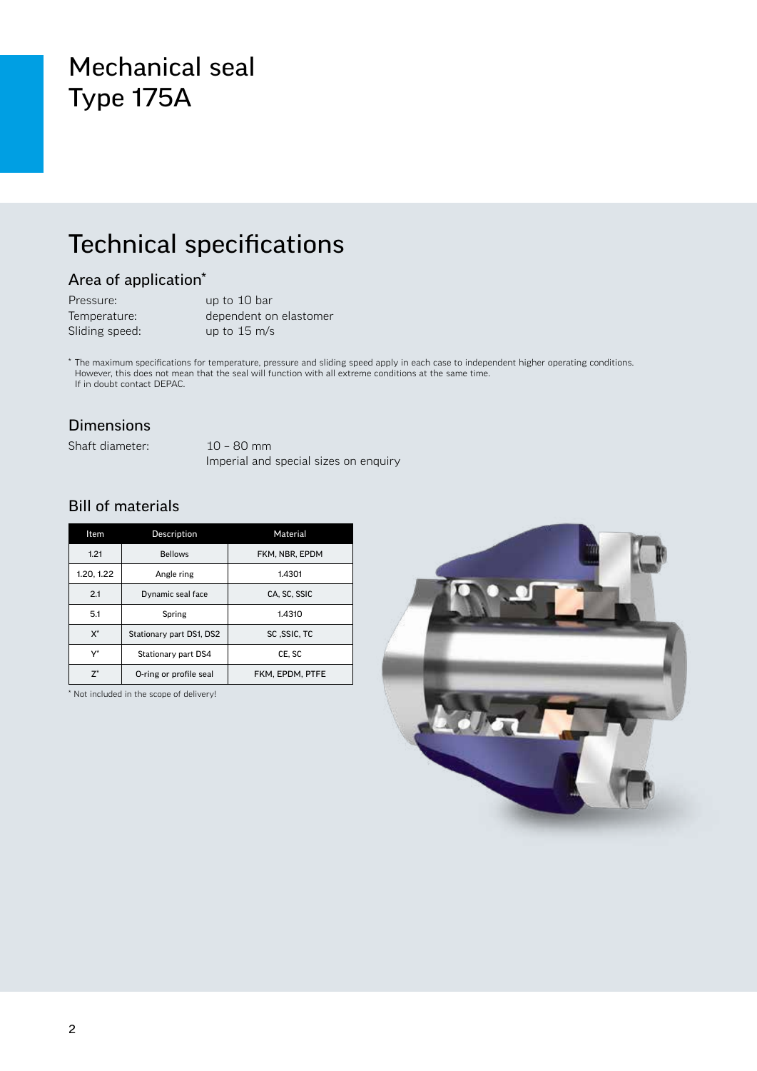# Mechanical seal Type 175A

## Technical specifications

### Area of application*

Pressure: up to 10 bar
Temperature: dependent on elastomer
Sliding speed: up to 15 m/s

* The maximum specifications for temperature, pressure and sliding speed apply in each case to independent higher operating conditions. However, this does not mean that the seal will function with all extreme conditions at the same time. If in doubt contact DEPAC.

### Dimensions

Shaft diameter: 10 – 80 mm
Imperial and special sizes on enquiry

### Bill of materials

| Item | Description | Material |
|---|---|---|
| 1.21 | Bellows | FKM, NBR, EPDM |
| 1.20, 1.22 | Angle ring | 1.4301 |
| 2.1 | Dynamic seal face | CA, SC, SSIC |
| 5.1 | Spring | 1.4310 |
| X* | Stationary part DS1, DS2 | SC ,SSIC, TC |
| Y* | Stationary part DS4 | CE, SC |
| Z* | O-ring or profile seal | FKM, EPDM, PTFE |

* Not included in the scope of delivery!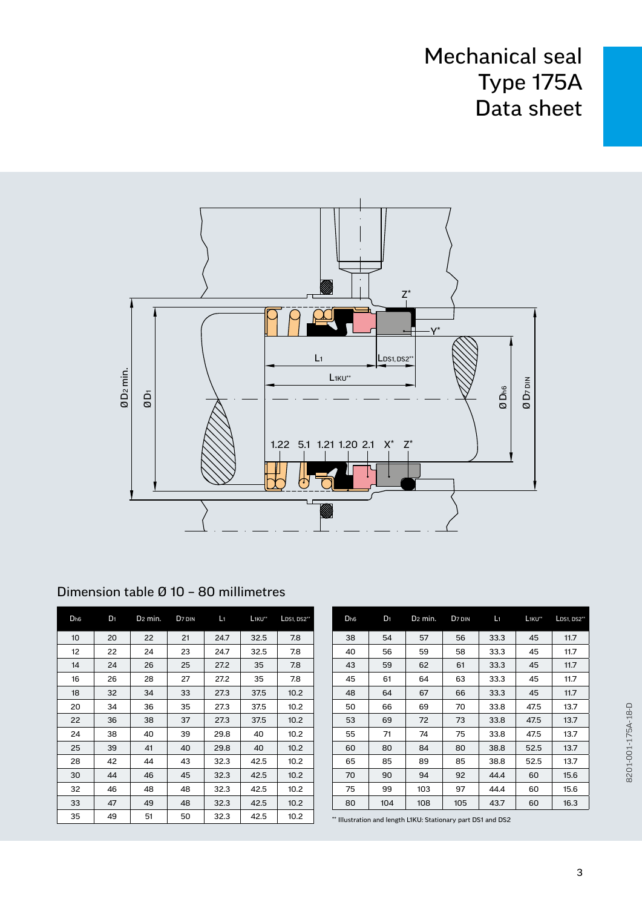# Mechanical seal
# Type 175A
# Data sheet

Z*

Y*

$L_1$

$L_{DS1, DS2}$**

$L_{1KU}$**

ØD2 min.

ØD1

Ø Dh6

Ø D7 DIN

1.22 5.1 1.21 1.20 2.1 X* Z*

## Dimension table Ø 10 – 80 millimetres

| $D_{h6}$ | $D_1$ | $D_2$ min. | $D_{7\,DIN}$ | $L_1$ | $L_{1KU}$** | $L_{DS1, DS2}$** |
|---|---|---|---|---|---|---|
| 10 | 20 | 22 | 21 | 24.7 | 32.5 | 7.8 |
| 12 | 22 | 24 | 23 | 24.7 | 32.5 | 7.8 |
| 14 | 24 | 26 | 25 | 27.2 | 35 | 7.8 |
| 16 | 26 | 28 | 27 | 27.2 | 35 | 7.8 |
| 18 | 32 | 34 | 33 | 27.3 | 37.5 | 10.2 |
| 20 | 34 | 36 | 35 | 27.3 | 37.5 | 10.2 |
| 22 | 36 | 38 | 37 | 27.3 | 37.5 | 10.2 |
| 24 | 38 | 40 | 39 | 29.8 | 40 | 10.2 |
| 25 | 39 | 41 | 40 | 29.8 | 40 | 10.2 |
| 28 | 42 | 44 | 43 | 32.3 | 42.5 | 10.2 |
| 30 | 44 | 46 | 45 | 32.3 | 42.5 | 10.2 |
| 32 | 46 | 48 | 48 | 32.3 | 42.5 | 10.2 |
| 33 | 47 | 49 | 48 | 32.3 | 42.5 | 10.2 |
| 35 | 49 | 51 | 50 | 32.3 | 42.5 | 10.2 |
| 38 | 54 | 57 | 56 | 33.3 | 45 | 11.7 |
| 40 | 56 | 59 | 58 | 33.3 | 45 | 11.7 |
| 43 | 59 | 62 | 61 | 33.3 | 45 | 11.7 |
| 45 | 61 | 64 | 63 | 33.3 | 45 | 11.7 |
| 48 | 64 | 67 | 66 | 33.3 | 45 | 11.7 |
| 50 | 66 | 69 | 70 | 33.8 | 47.5 | 13.7 |
| 53 | 69 | 72 | 73 | 33.8 | 47.5 | 13.7 |
| 55 | 71 | 74 | 75 | 33.8 | 47.5 | 13.7 |
| 60 | 80 | 84 | 80 | 38.8 | 52.5 | 13.7 |
| 65 | 85 | 89 | 85 | 38.8 | 52.5 | 13.7 |
| 70 | 90 | 94 | 92 | 44.4 | 60 | 15.6 |
| 75 | 99 | 103 | 97 | 44.4 | 60 | 15.6 |
| 80 | 104 | 108 | 105 | 43.7 | 60 | 16.3 |

** Illustration and length L1KU: Stationary part DS1 and DS2

8201-001-175A-18-D